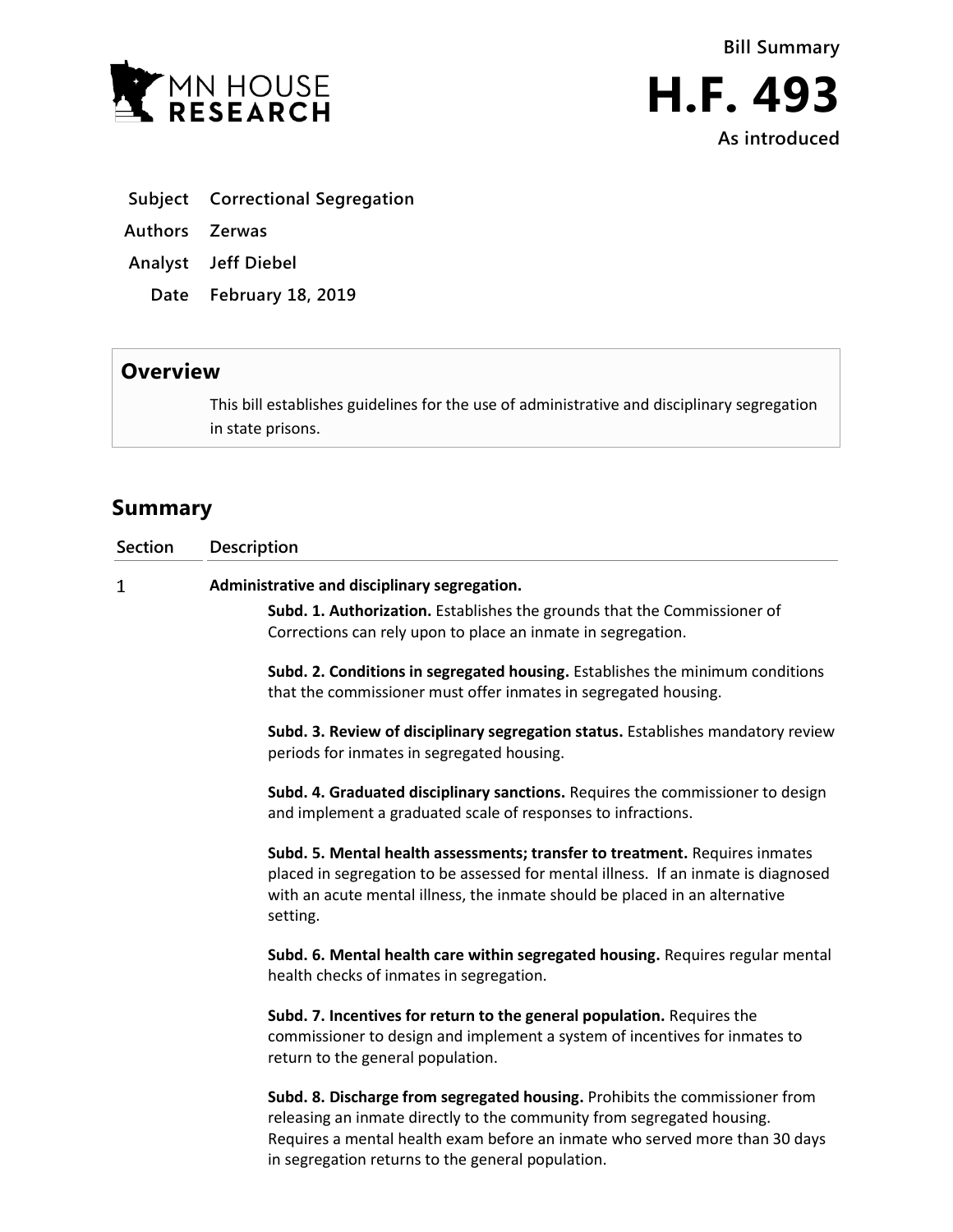MN HOUSE RESEARCH

**Bill Summary**

# H.F. 493

**As introduced**

| | |
|---|---|
| **Subject** | **Correctional Segregation** |
| **Authors** | **Zerwas** |
| **Analyst** | **Jeff Diebel** |
| **Date** | **February 18, 2019** |

## Overview

This bill establishes guidelines for the use of administrative and disciplinary segregation in state prisons.

## Summary

| Section | Description |
|---|---|
| 1 | **Administrative and disciplinary segregation.** |

**Subd. 1. Authorization.** Establishes the grounds that the Commissioner of Corrections can rely upon to place an inmate in segregation.

**Subd. 2. Conditions in segregated housing.** Establishes the minimum conditions that the commissioner must offer inmates in segregated housing.

**Subd. 3. Review of disciplinary segregation status.** Establishes mandatory review periods for inmates in segregated housing.

**Subd. 4. Graduated disciplinary sanctions.** Requires the commissioner to design and implement a graduated scale of responses to infractions.

**Subd. 5. Mental health assessments; transfer to treatment.** Requires inmates placed in segregation to be assessed for mental illness. If an inmate is diagnosed with an acute mental illness, the inmate should be placed in an alternative setting.

**Subd. 6. Mental health care within segregated housing.** Requires regular mental health checks of inmates in segregation.

**Subd. 7. Incentives for return to the general population.** Requires the commissioner to design and implement a system of incentives for inmates to return to the general population.

**Subd. 8. Discharge from segregated housing.** Prohibits the commissioner from releasing an inmate directly to the community from segregated housing. Requires a mental health exam before an inmate who served more than 30 days in segregation returns to the general population.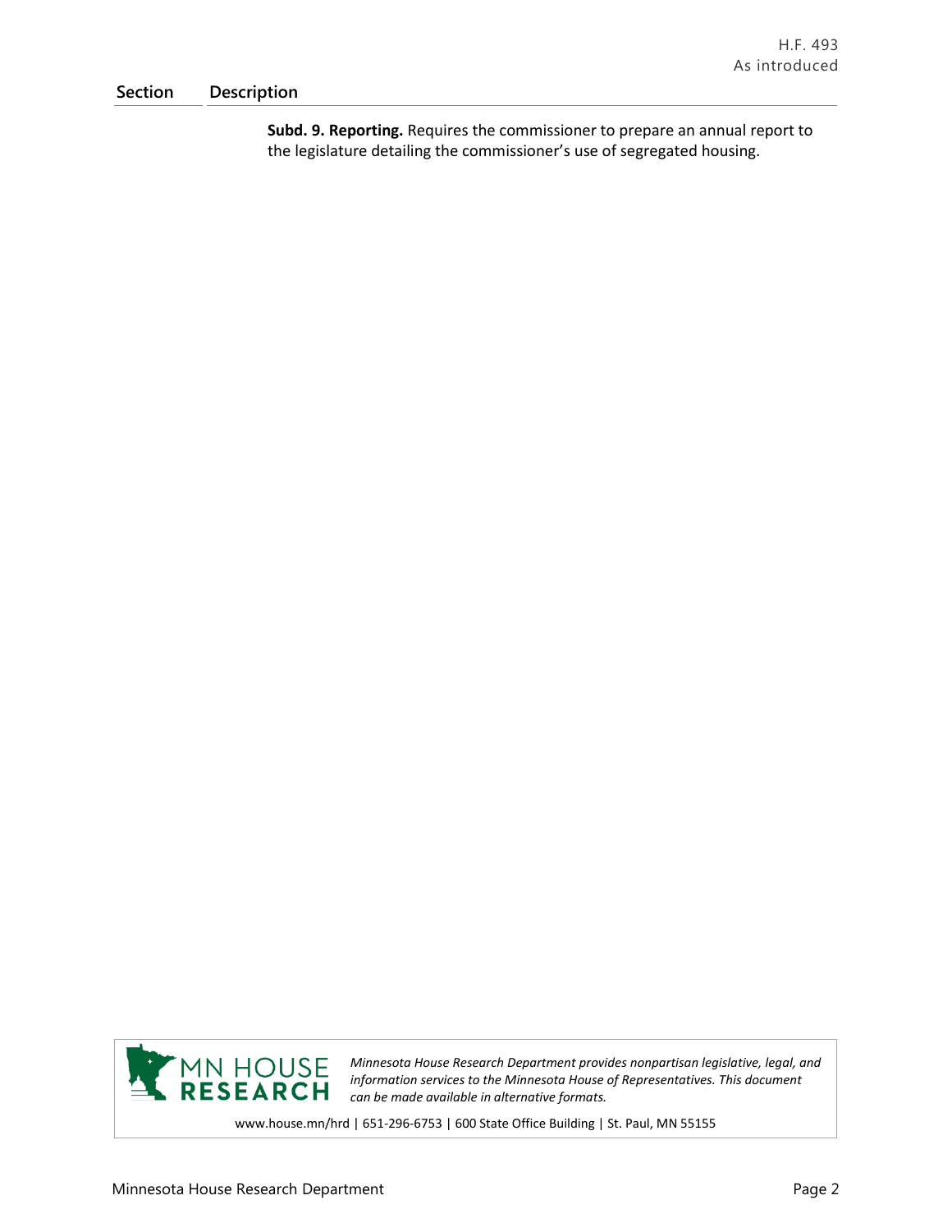| Section | Description |
|---|---|
| | **Subd. 9. Reporting.** Requires the commissioner to prepare an annual report to the legislature detailing the commissioner's use of segregated housing. |

MN HOUSE RESEARCH

*Minnesota House Research Department provides nonpartisan legislative, legal, and information services to the Minnesota House of Representatives. This document can be made available in alternative formats.*

www.house.mn/hrd | 651-296-6753 | 600 State Office Building | St. Paul, MN 55155